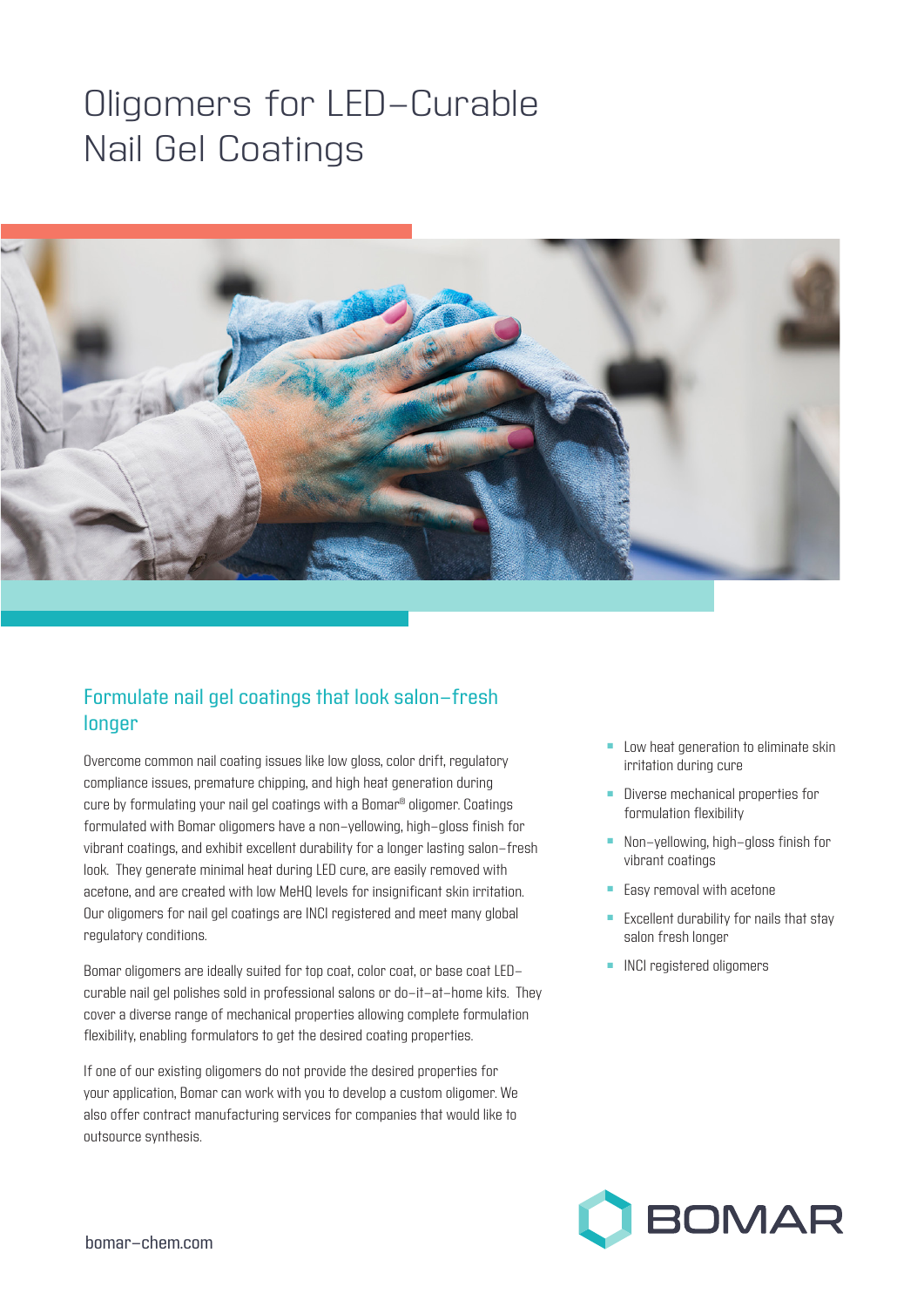# Oligomers for LED-Curable Nail Gel Coatings

## Formulate nail gel coatings that look salon-fresh longer

Overcome common nail coating issues like low gloss, color drift, regulatory compliance issues, premature chipping, and high heat generation during cure by formulating your nail gel coatings with a Bomar® oligomer. Coatings formulated with Bomar oligomers have a non-yellowing, high-gloss finish for vibrant coatings, and exhibit excellent durability for a longer lasting salon-fresh look. They generate minimal heat during LED cure, are easily removed with acetone, and are created with low MeHQ levels for insignificant skin irritation. Our oligomers for nail gel coatings are INCI registered and meet many global regulatory conditions.

Bomar oligomers are ideally suited for top coat, color coat, or base coat LED-curable nail gel polishes sold in professional salons or do-it-at-home kits. They cover a diverse range of mechanical properties allowing complete formulation flexibility, enabling formulators to get the desired coating properties.

If one of our existing oligomers do not provide the desired properties for your application, Bomar can work with you to develop a custom oligomer. We also offer contract manufacturing services for companies that would like to outsource synthesis.

- Low heat generation to eliminate skin irritation during cure
- Diverse mechanical properties for formulation flexibility
- Non-yellowing, high-gloss finish for vibrant coatings
- Easy removal with acetone
- Excellent durability for nails that stay salon fresh longer
- INCI registered oligomers

bomar-chem.com

BOMAR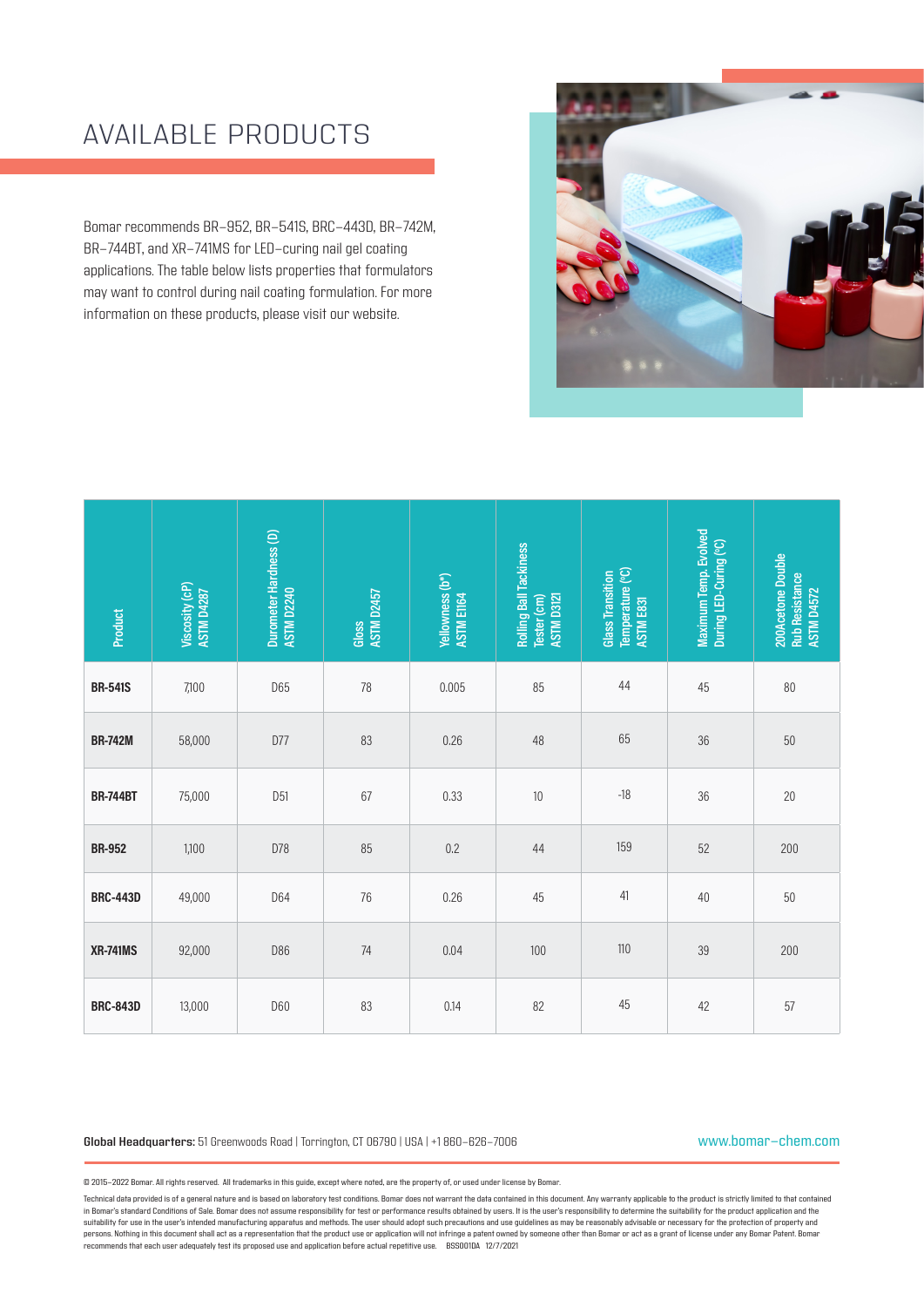# AVAILABLE PRODUCTS

Bomar recommends BR–952, BR–541S, BRC–443D, BR–742M, BR–744BT, and XR–741MS for LED–curing nail gel coating applications. The table below lists properties that formulators may want to control during nail coating formulation. For more information on these products, please visit our website.

| Product | Viscosity (cP) ASTM D4287 | Durometer Hardness (D) ASTM D2240 | Gloss ASTM D2457 | Yellowness (b*) ASTM E1164 | Rolling Ball Tackiness Tester (cm) ASTM D3121 | Glass Transition Temperature (°C) ASTM E831 | Maximum Temp. Evolved During LED-Curing (°C) | 200Acetone Double Rub Resistance ASTM D4572 |
|---|---|---|---|---|---|---|---|---|
| **BR-541S** | 7,100 | D65 | 78 | 0.005 | 85 | 44 | 45 | 80 |
| **BR-742M** | 58,000 | D77 | 83 | 0.26 | 48 | 65 | 36 | 50 |
| **BR-744BT** | 75,000 | D51 | 67 | 0.33 | 10 | -18 | 36 | 20 |
| **BR-952** | 1,100 | D78 | 85 | 0.2 | 44 | 159 | 52 | 200 |
| **BRC-443D** | 49,000 | D64 | 76 | 0.26 | 45 | 41 | 40 | 50 |
| **XR-741MS** | 92,000 | D86 | 74 | 0.04 | 100 | 110 | 39 | 200 |
| **BRC-843D** | 13,000 | D60 | 83 | 0.14 | 82 | 45 | 42 | 57 |

**Global Headquarters:** 51 Greenwoods Road | Torrington, CT 06790 | USA | +1 860–626–7006

www.bomar–chem.com

© 2015–2022 Bomar. All rights reserved. All trademarks in this guide, except where noted, are the property of, or used under license by Bomar.

Technical data provided is of a general nature and is based on laboratory test conditions. Bomar does not warrant the data contained in this document. Any warranty applicable to the product is strictly limited to that contained in Bomar's standard Conditions of Sale. Bomar does not assume responsibility for test or performance results obtained by users. It is the user's responsibility to determine the suitability for the product application and the suitability for use in the user's intended manufacturing apparatus and methods. The user should adopt such precautions and use guidelines as may be reasonably advisable or necessary for the protection of property and persons. Nothing in this document shall act as a representation that the product use or application will not infringe a patent owned by someone other than Bomar or act as a grant of license under any Bomar Patent. Bomar recommends that each user adequately test its proposed use and application before actual repetitive use. BSS001DA 12/7/2021